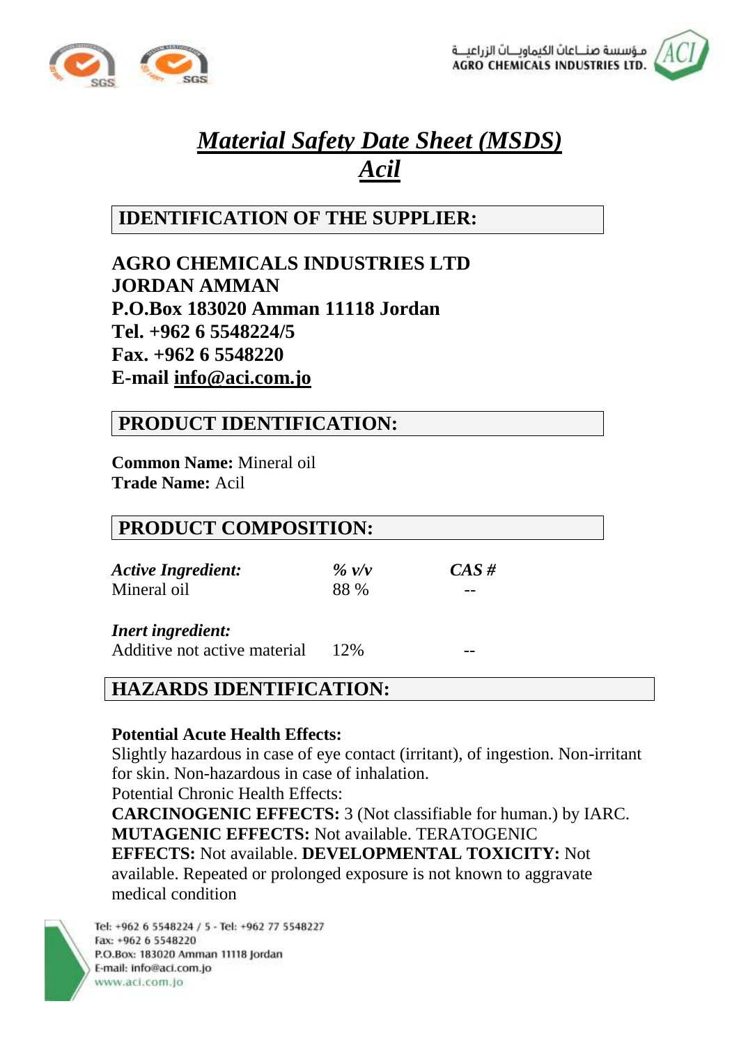# *Material Safety Date Sheet (MSDS)*
# *Acil*

## IDENTIFICATION OF THE SUPPLIER:

**AGRO CHEMICALS INDUSTRIES LTD**
**JORDAN AMMAN**
**P.O.Box 183020 Amman 11118 Jordan**
**Tel. +962 6 5548224/5**
**Fax. +962 6 5548220**
**E-mail info@aci.com.jo**

## PRODUCT IDENTIFICATION:

**Common Name:** Mineral oil
**Trade Name:** Acil

## PRODUCT COMPOSITION:

| *Active Ingredient:* | *% v/v* | *CAS #* |
|---|---|---|
| Mineral oil | 88 % | -- |
| ***Inert ingredient:*** | | |
| Additive not active material | 12% | -- |

## HAZARDS IDENTIFICATION:

**Potential Acute Health Effects:**
Slightly hazardous in case of eye contact (irritant), of ingestion. Non-irritant for skin. Non-hazardous in case of inhalation.
Potential Chronic Health Effects:
**CARCINOGENIC EFFECTS:** 3 (Not classifiable for human.) by IARC. **MUTAGENIC EFFECTS:** Not available. TERATOGENIC **EFFECTS:** Not available. **DEVELOPMENTAL TOXICITY:** Not available. Repeated or prolonged exposure is not known to aggravate medical condition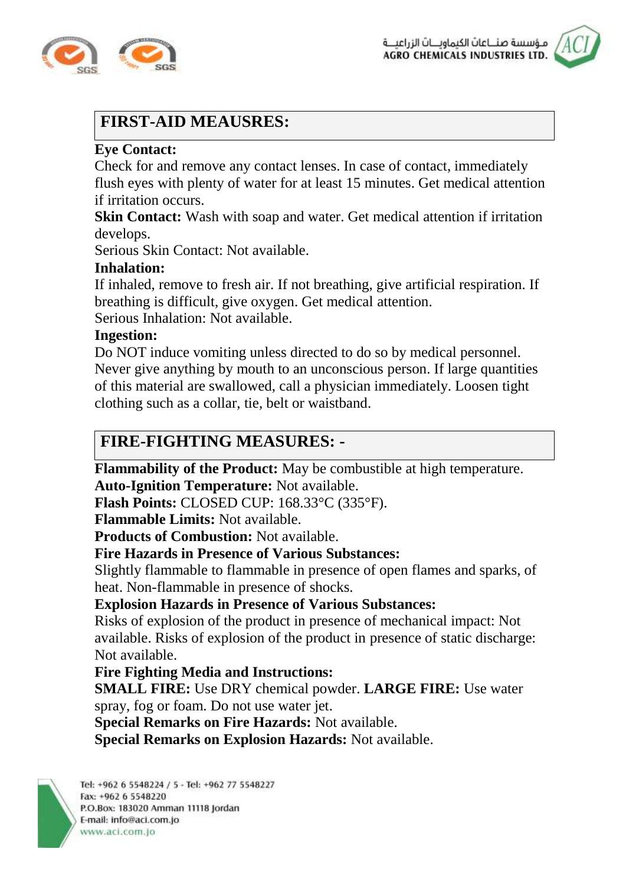## FIRST-AID MEAUSRES:

**Eye Contact:**
Check for and remove any contact lenses. In case of contact, immediately flush eyes with plenty of water for at least 15 minutes. Get medical attention if irritation occurs.

**Skin Contact:** Wash with soap and water. Get medical attention if irritation develops.
Serious Skin Contact: Not available.

**Inhalation:**
If inhaled, remove to fresh air. If not breathing, give artificial respiration. If breathing is difficult, give oxygen. Get medical attention.
Serious Inhalation: Not available.

**Ingestion:**
Do NOT induce vomiting unless directed to do so by medical personnel. Never give anything by mouth to an unconscious person. If large quantities of this material are swallowed, call a physician immediately. Loosen tight clothing such as a collar, tie, belt or waistband.

## FIRE-FIGHTING MEASURES: -

**Flammability of the Product:** May be combustible at high temperature.
**Auto-Ignition Temperature:** Not available.
**Flash Points:** CLOSED CUP: 168.33°C (335°F).
**Flammable Limits:** Not available.
**Products of Combustion:** Not available.
**Fire Hazards in Presence of Various Substances:**
Slightly flammable to flammable in presence of open flames and sparks, of heat. Non-flammable in presence of shocks.
**Explosion Hazards in Presence of Various Substances:**
Risks of explosion of the product in presence of mechanical impact: Not available. Risks of explosion of the product in presence of static discharge: Not available.
**Fire Fighting Media and Instructions:**
**SMALL FIRE:** Use DRY chemical powder. **LARGE FIRE:** Use water spray, fog or foam. Do not use water jet.
**Special Remarks on Fire Hazards:** Not available.
**Special Remarks on Explosion Hazards:** Not available.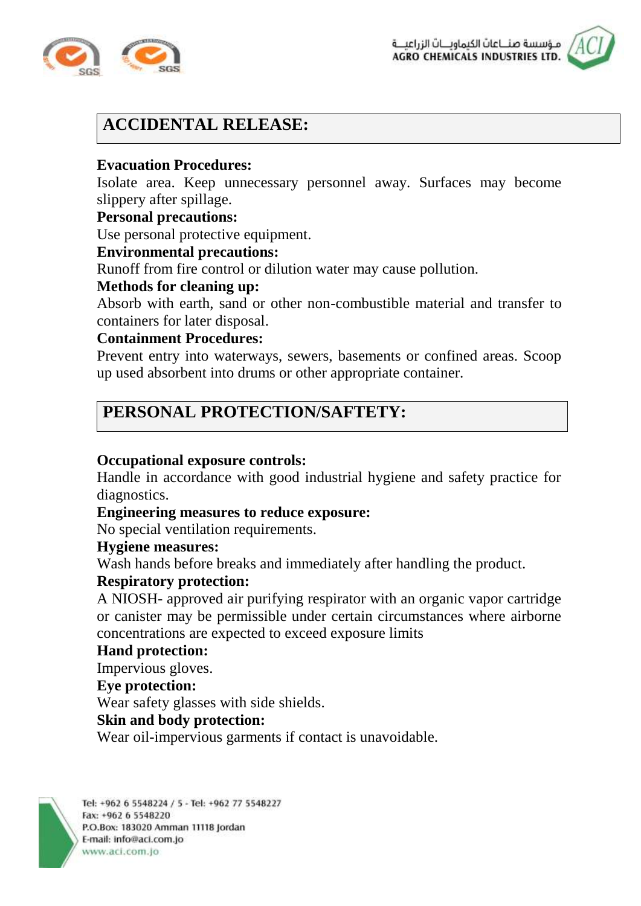## ACCIDENTAL RELEASE:

**Evacuation Procedures:**
Isolate area. Keep unnecessary personnel away. Surfaces may become slippery after spillage.

**Personal precautions:**
Use personal protective equipment.

**Environmental precautions:**
Runoff from fire control or dilution water may cause pollution.

**Methods for cleaning up:**
Absorb with earth, sand or other non-combustible material and transfer to containers for later disposal.

**Containment Procedures:**
Prevent entry into waterways, sewers, basements or confined areas. Scoop up used absorbent into drums or other appropriate container.

## PERSONAL PROTECTION/SAFTETY:

**Occupational exposure controls:**
Handle in accordance with good industrial hygiene and safety practice for diagnostics.

**Engineering measures to reduce exposure:**
No special ventilation requirements.

**Hygiene measures:**
Wash hands before breaks and immediately after handling the product.

**Respiratory protection:**
A NIOSH- approved air purifying respirator with an organic vapor cartridge or canister may be permissible under certain circumstances where airborne concentrations are expected to exceed exposure limits

**Hand protection:**
Impervious gloves.

**Eye protection:**
Wear safety glasses with side shields.

**Skin and body protection:**
Wear oil-impervious garments if contact is unavoidable.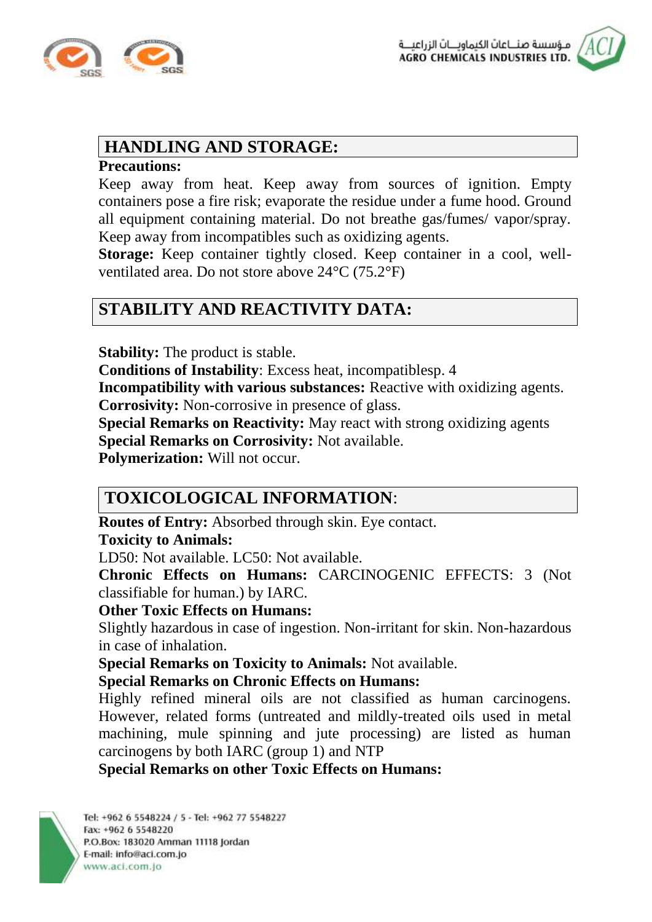## HANDLING AND STORAGE:

**Precautions:**

Keep away from heat. Keep away from sources of ignition. Empty containers pose a fire risk; evaporate the residue under a fume hood. Ground all equipment containing material. Do not breathe gas/fumes/ vapor/spray. Keep away from incompatibles such as oxidizing agents.

**Storage:** Keep container tightly closed. Keep container in a cool, well-ventilated area. Do not store above 24°C (75.2°F)

## STABILITY AND REACTIVITY DATA:

**Stability:** The product is stable.
**Conditions of Instability**: Excess heat, incompatiblesp. 4
**Incompatibility with various substances:** Reactive with oxidizing agents.
**Corrosivity:** Non-corrosive in presence of glass.
**Special Remarks on Reactivity:** May react with strong oxidizing agents
**Special Remarks on Corrosivity:** Not available.
**Polymerization:** Will not occur.

## TOXICOLOGICAL INFORMATION:

**Routes of Entry:** Absorbed through skin. Eye contact.

**Toxicity to Animals:**

LD50: Not available. LC50: Not available.

**Chronic Effects on Humans:** CARCINOGENIC EFFECTS: 3 (Not classifiable for human.) by IARC.

**Other Toxic Effects on Humans:**

Slightly hazardous in case of ingestion. Non-irritant for skin. Non-hazardous in case of inhalation.

**Special Remarks on Toxicity to Animals:** Not available.

**Special Remarks on Chronic Effects on Humans:**

Highly refined mineral oils are not classified as human carcinogens. However, related forms (untreated and mildly-treated oils used in metal machining, mule spinning and jute processing) are listed as human carcinogens by both IARC (group 1) and NTP

**Special Remarks on other Toxic Effects on Humans:**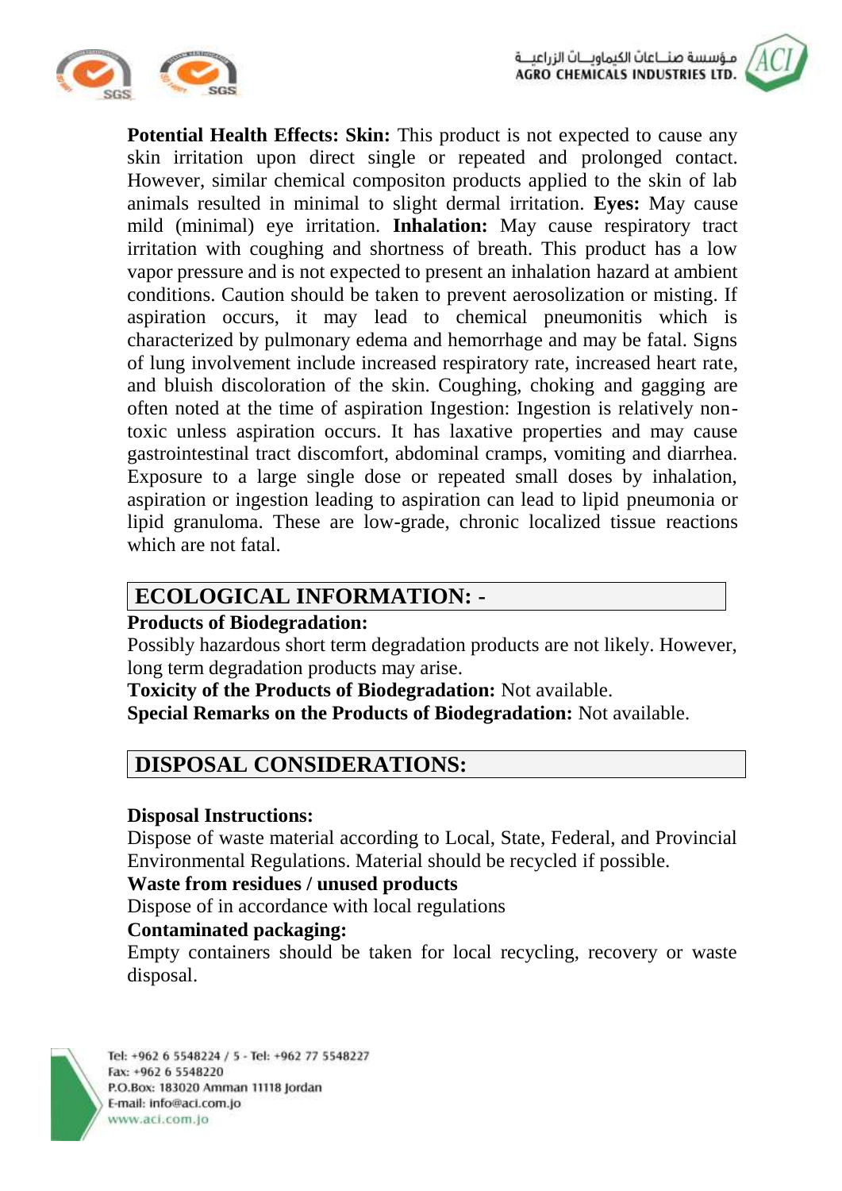**Potential Health Effects: Skin:** This product is not expected to cause any skin irritation upon direct single or repeated and prolonged contact. However, similar chemical compositon products applied to the skin of lab animals resulted in minimal to slight dermal irritation. **Eyes:** May cause mild (minimal) eye irritation. **Inhalation:** May cause respiratory tract irritation with coughing and shortness of breath. This product has a low vapor pressure and is not expected to present an inhalation hazard at ambient conditions. Caution should be taken to prevent aerosolization or misting. If aspiration occurs, it may lead to chemical pneumonitis which is characterized by pulmonary edema and hemorrhage and may be fatal. Signs of lung involvement include increased respiratory rate, increased heart rate, and bluish discoloration of the skin. Coughing, choking and gagging are often noted at the time of aspiration Ingestion: Ingestion is relatively non-toxic unless aspiration occurs. It has laxative properties and may cause gastrointestinal tract discomfort, abdominal cramps, vomiting and diarrhea. Exposure to a large single dose or repeated small doses by inhalation, aspiration or ingestion leading to aspiration can lead to lipid pneumonia or lipid granuloma. These are low-grade, chronic localized tissue reactions which are not fatal.

## ECOLOGICAL INFORMATION: -

**Products of Biodegradation:**
Possibly hazardous short term degradation products are not likely. However, long term degradation products may arise.
**Toxicity of the Products of Biodegradation:** Not available.
**Special Remarks on the Products of Biodegradation:** Not available.

## DISPOSAL CONSIDERATIONS:

**Disposal Instructions:**
Dispose of waste material according to Local, State, Federal, and Provincial Environmental Regulations. Material should be recycled if possible.
**Waste from residues / unused products**
Dispose of in accordance with local regulations
**Contaminated packaging:**
Empty containers should be taken for local recycling, recovery or waste disposal.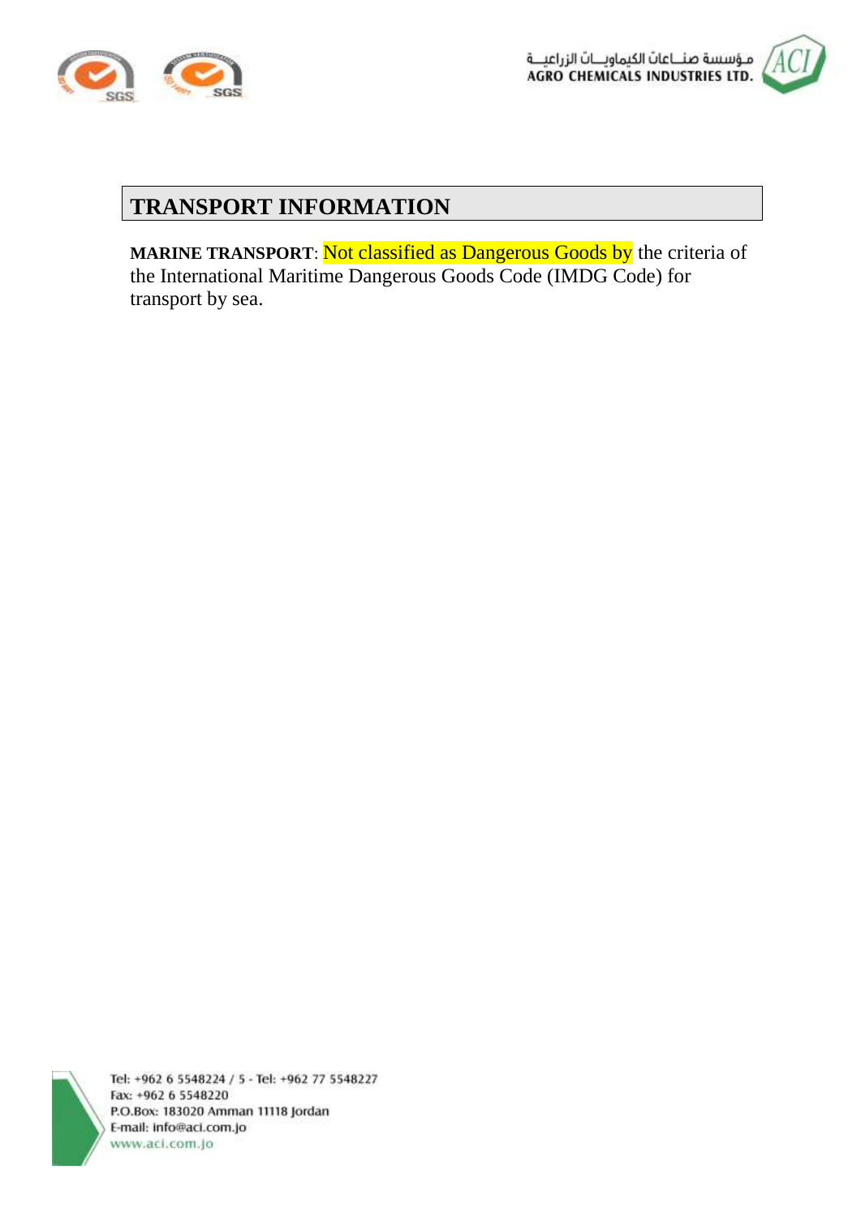# TRANSPORT INFORMATION

**MARINE TRANSPORT**: Not classified as Dangerous Goods by the criteria of the International Maritime Dangerous Goods Code (IMDG Code) for transport by sea.